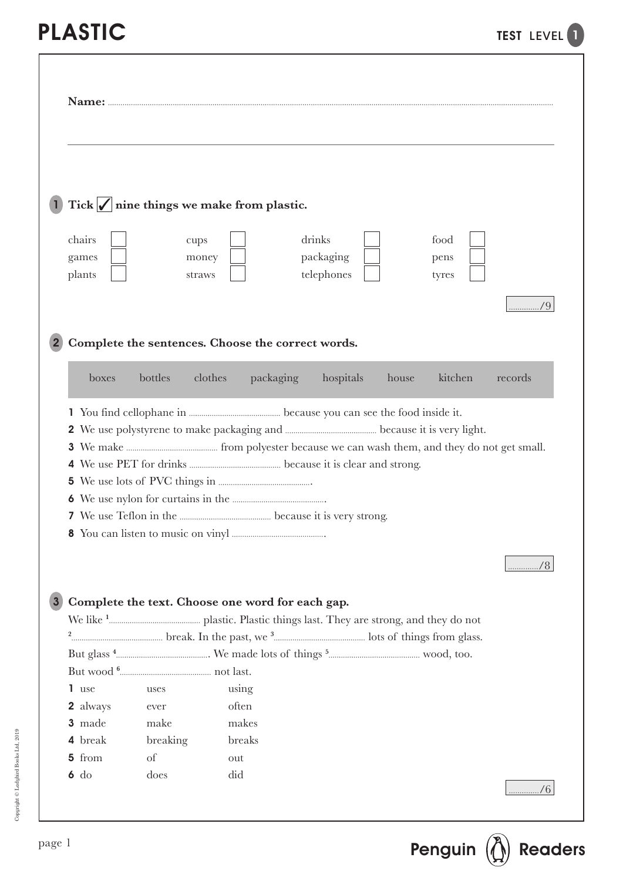# PLASTIC

TEST LEVEL 1

**Name:** ..........................................................................................

## 1 Tick ✓ nine things we make from plastic.

| | | | |
|---|---|---|---|
| chairs ☐ | cups ☐ | drinks ☐ | food ☐ |
| games ☐ | money ☐ | packaging ☐ | pens ☐ |
| plants ☐ | straws ☐ | telephones ☐ | tyres ☐ |

............/9

## 2 Complete the sentences. Choose the correct words.

boxes bottles clothes packaging hospitals house kitchen records

1. You find cellophane in ............................ because you can see the food inside it.
2. We use polystyrene to make packaging and ............................ because it is very light.
3. We make ............................ from polyester because we can wash them, and they do not get small.
4. We use PET for drinks ............................ because it is clear and strong.
5. We use lots of PVC things in ............................ .
6. We use nylon for curtains in the ............................ .
7. We use Teflon in the ............................ because it is very strong.
8. You can listen to music on vinyl ............................ .

............/8

## 3 Complete the text. Choose one word for each gap.

We like [1]............................ plastic. Plastic things last. They are strong, and they do not [2]............................ break. In the past, we [3]............................ lots of things from glass. But glass [4]............................. We made lots of things [5]............................ wood, too. But wood [6]............................ not last.

| | | |
|---|---|---|
| **1** use | uses | using |
| **2** always | ever | often |
| **3** made | make | makes |
| **4** break | breaking | breaks |
| **5** from | of | out |
| **6** do | does | did |

............/6

Copyright © Ladybird Books Ltd, 2019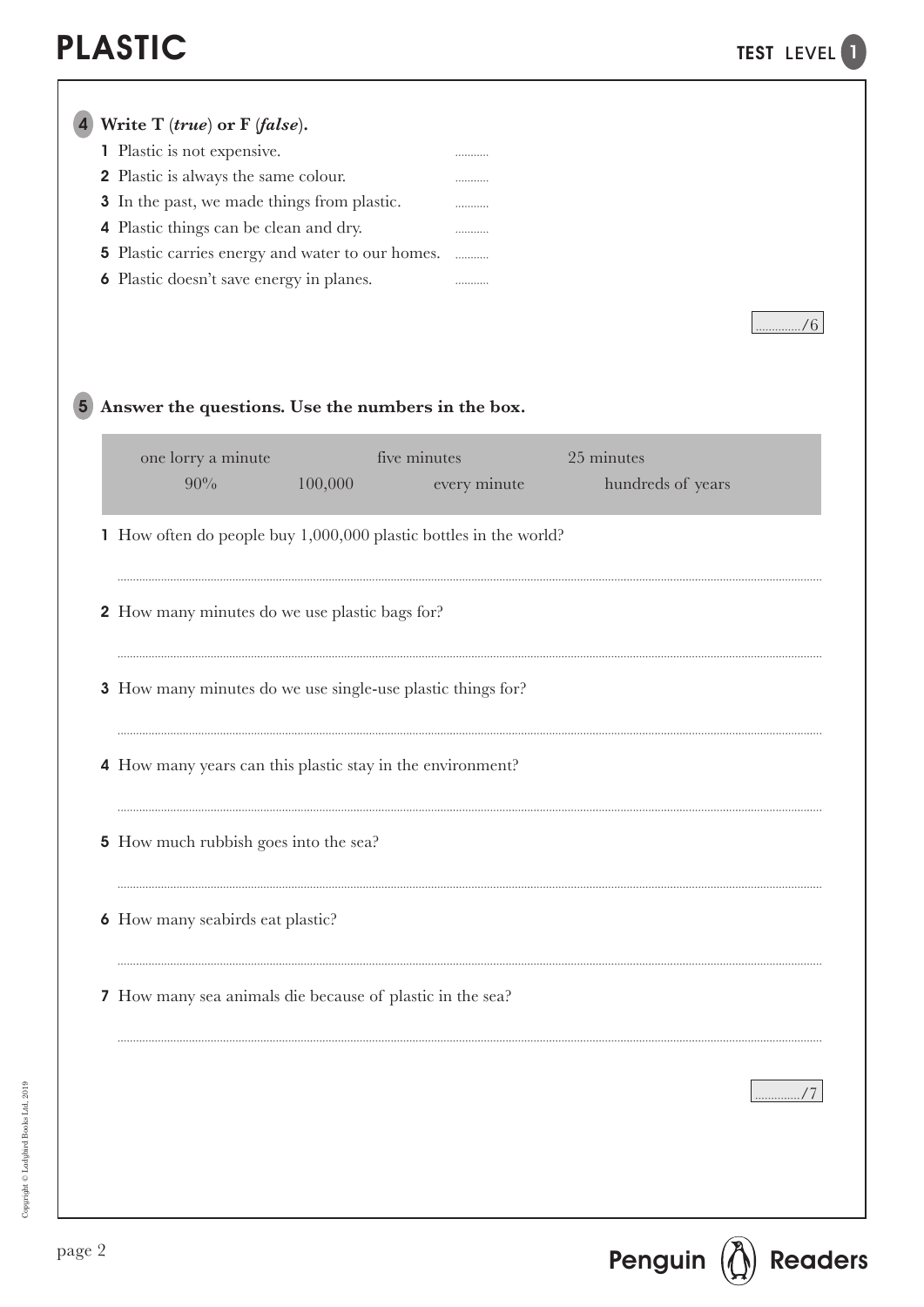# PLASTIC

**TEST LEVEL 1**

**4 Write T (*true*) or F (*false*).**

1. Plastic is not expensive. ...........
2. Plastic is always the same colour. ...........
3. In the past, we made things from plastic. ...........
4. Plastic things can be clean and dry. ...........
5. Plastic carries energy and water to our homes. ...........
6. Plastic doesn't save energy in planes. ...........

............../6

**5 Answer the questions. Use the numbers in the box.**

| one lorry a minute | five minutes | 25 minutes |
|---|---|---|
| 90% | 100,000 | every minute | hundreds of years |

1. How often do people buy 1,000,000 plastic bottles in the world?

   ..............................................................................................................

2. How many minutes do we use plastic bags for?

   ..............................................................................................................

3. How many minutes do we use single-use plastic things for?

   ..............................................................................................................

4. How many years can this plastic stay in the environment?

   ..............................................................................................................

5. How much rubbish goes into the sea?

   ..............................................................................................................

6. How many seabirds eat plastic?

   ..............................................................................................................

7. How many sea animals die because of plastic in the sea?

   ..............................................................................................................

............../7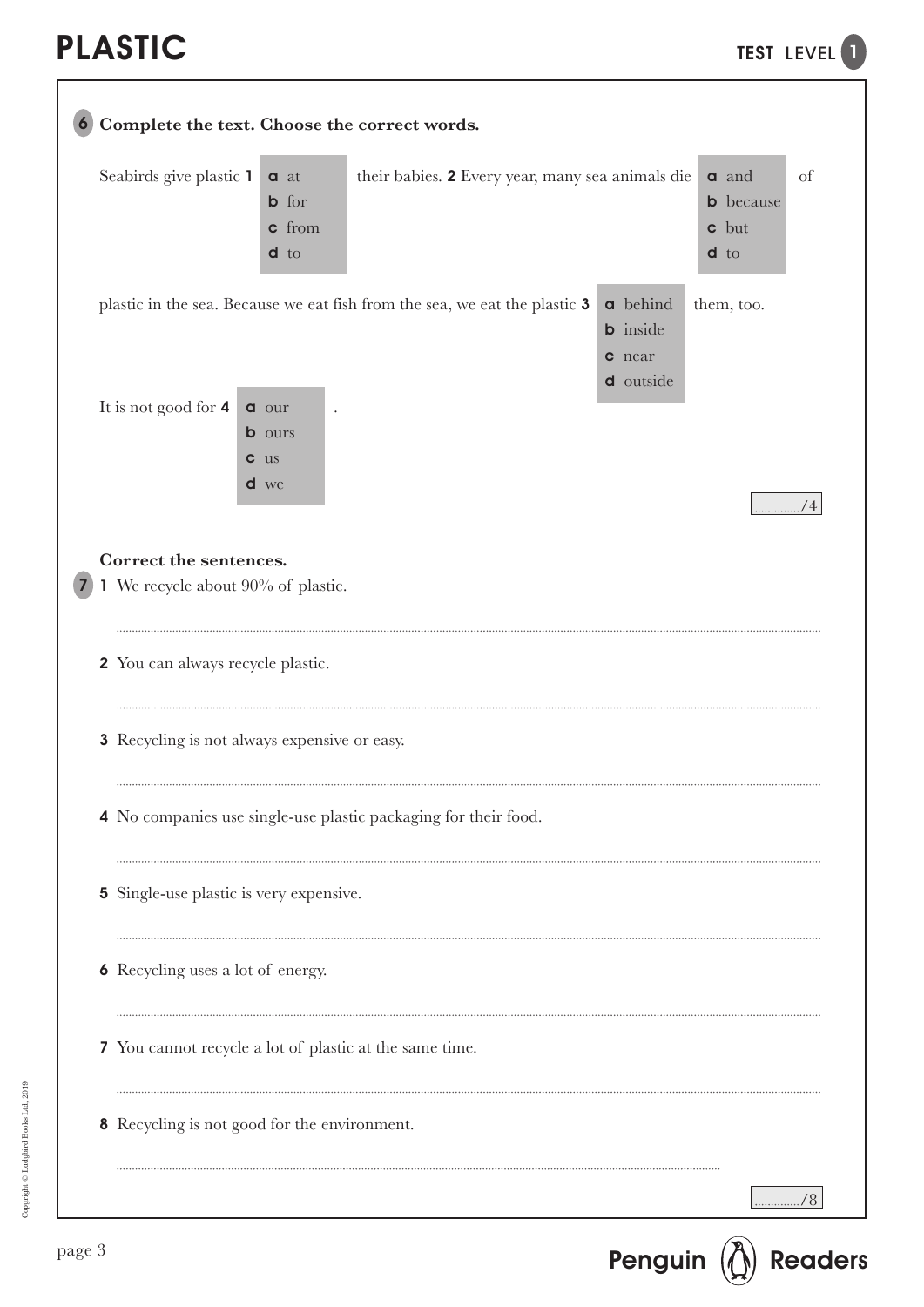# PLASTIC

**6 Complete the text. Choose the correct words.**

Seabirds give plastic **1** (a at / b for / c from / d to) their babies. **2** Every year, many sea animals die (a and / b because / c but / d to) of plastic in the sea. Because we eat fish from the sea, we eat the plastic **3** (a behind / b inside / c near / d outside) them, too. It is not good for **4** (a our / b ours / c us / d we).

| **1** | **2** | **3** | **4** |
|---|---|---|---|
| **a** at | **a** and | **a** behind | **a** our |
| **b** for | **b** because | **b** inside | **b** ours |
| **c** from | **c** but | **c** near | **c** us |
| **d** to | **d** to | **d** outside | **d** we |

............../4

**Correct the sentences.**

**7**

**1** We recycle about 90% of plastic.

..............................................................................................................

**2** You can always recycle plastic.

..............................................................................................................

**3** Recycling is not always expensive or easy.

..............................................................................................................

**4** No companies use single-use plastic packaging for their food.

..............................................................................................................

**5** Single-use plastic is very expensive.

..............................................................................................................

**6** Recycling uses a lot of energy.

..............................................................................................................

**7** You cannot recycle a lot of plastic at the same time.

..............................................................................................................

**8** Recycling is not good for the environment.

..............................................................................................................

............../8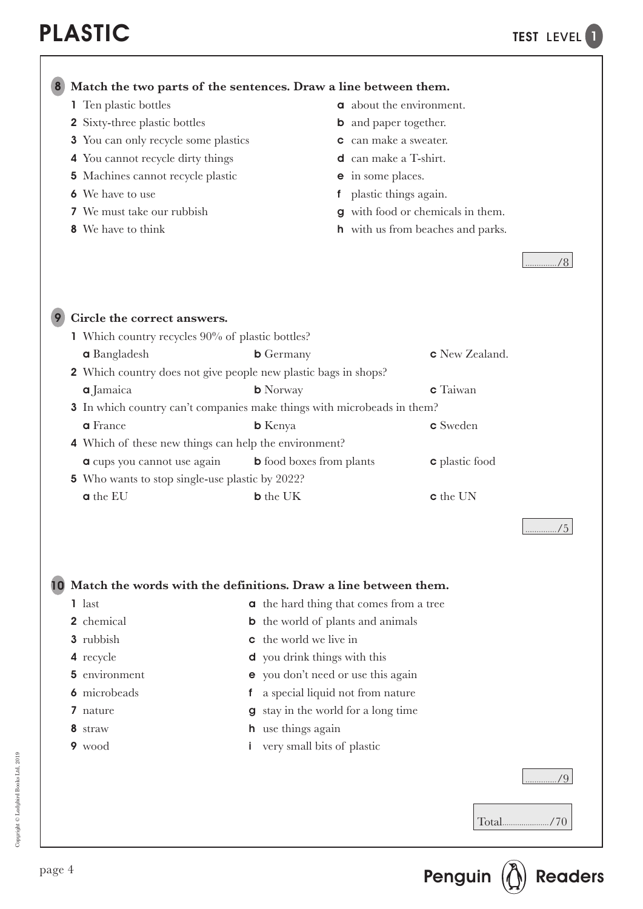# PLASTIC

TEST LEVEL 1

**8 Match the two parts of the sentences. Draw a line between them.**

1 Ten plastic bottles
2 Sixty-three plastic bottles
3 You can only recycle some plastics
4 You cannot recycle dirty things
5 Machines cannot recycle plastic
6 We have to use
7 We must take our rubbish
8 We have to think

a about the environment.
b and paper together.
c can make a sweater.
d can make a T-shirt.
e in some places.
f plastic things again.
g with food or chemicals in them.
h with us from beaches and parks.

............../8

**9 Circle the correct answers.**

1 Which country recycles 90% of plastic bottles?
a Bangladesh b Germany c New Zealand.

2 Which country does not give people new plastic bags in shops?
a Jamaica b Norway c Taiwan

3 In which country can't companies make things with microbeads in them?
a France b Kenya c Sweden

4 Which of these new things can help the environment?
a cups you cannot use again b food boxes from plants c plastic food

5 Who wants to stop single-use plastic by 2022?
a the EU b the UK c the UN

............../5

**10 Match the words with the definitions. Draw a line between them.**

1 last
2 chemical
3 rubbish
4 recycle
5 environment
6 microbeads
7 nature
8 straw
9 wood

a the hard thing that comes from a tree
b the world of plants and animals
c the world we live in
d you drink things with this
e you don't need or use this again
f a special liquid not from nature
g stay in the world for a long time
h use things again
i very small bits of plastic

............../9

Total................../70

Copyright © Ladybird Books Ltd, 2019